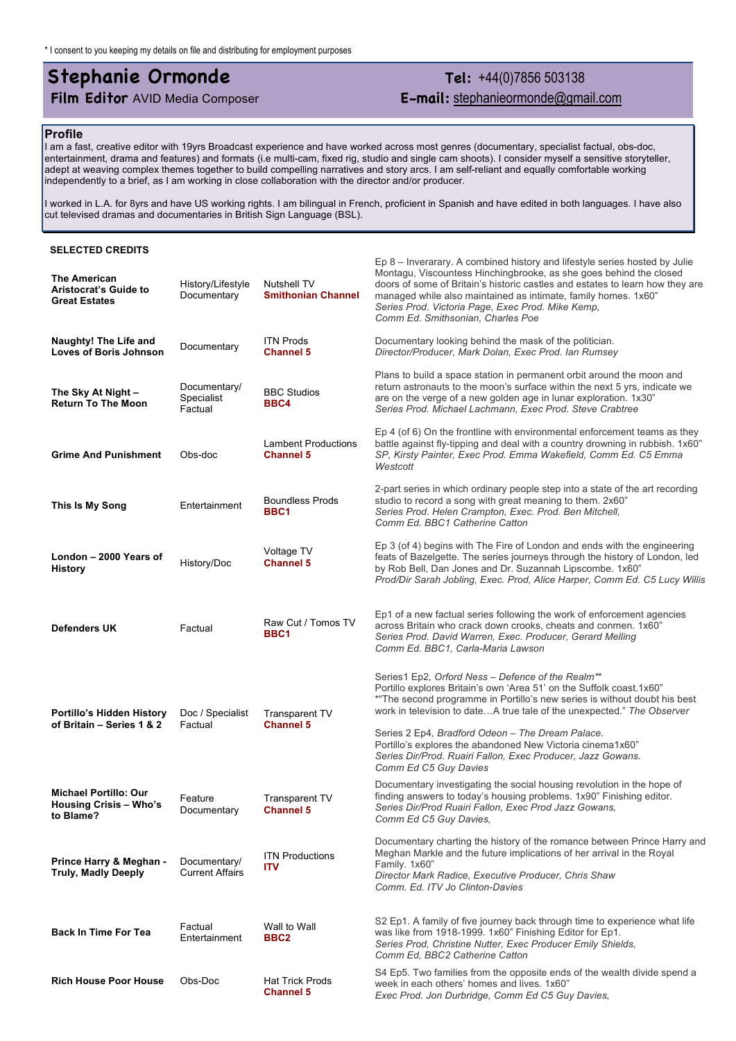* I consent to you keeping my details on file and distributing for employment purposes

# Stephanie Ormonde

**Film Editor** AVID Media Composer

**Tel:** +44(0)7856 503138

**E-mail:** stephanieormonde@gmail.com

## Profile

I am a fast, creative editor with 19yrs Broadcast experience and have worked across most genres (documentary, specialist factual, obs-doc, entertainment, drama and features) and formats (i.e multi-cam, fixed rig, studio and single cam shoots). I consider myself a sensitive storyteller, adept at weaving complex themes together to build compelling narratives and story arcs. I am self-reliant and equally comfortable working independently to a brief, as I am working in close collaboration with the director and/or producer.

I worked in L.A. for 8yrs and have US working rights. I am bilingual in French, proficient in Spanish and have edited in both languages. I have also cut televised dramas and documentaries in British Sign Language (BSL).

## SELECTED CREDITS

| Title | Genre | Production / Channel | Details |
|---|---|---|---|
| **The American Aristocrat's Guide to Great Estates** | History/Lifestyle Documentary | Nutshell TV **Smithonian Channel** | Ep 8 – Inverarary. A combined history and lifestyle series hosted by Julie Montagu, Viscountess Hinchingbrooke, as she goes behind the closed doors of some of Britain's historic castles and estates to learn how they are managed while also maintained as intimate, family homes. 1x60" *Series Prod. Victoria Page, Exec Prod. Mike Kemp, Comm Ed. Smithsonian, Charles Poe* |
| **Naughty! The Life and Loves of Boris Johnson** | Documentary | ITN Prods **Channel 5** | Documentary looking behind the mask of the politician. *Director/Producer, Mark Dolan, Exec Prod. Ian Rumsey* |
| **The Sky At Night – Return To The Moon** | Documentary/ Specialist Factual | BBC Studios **BBC4** | Plans to build a space station in permanent orbit around the moon and return astronauts to the moon's surface within the next 5 yrs, indicate we are on the verge of a new golden age in lunar exploration. 1x30" *Series Prod. Michael Lachmann, Exec Prod. Steve Crabtree* |
| **Grime And Punishment** | Obs-doc | Lambent Productions **Channel 5** | Ep 4 (of 6) On the frontline with environmental enforcement teams as they battle against fly-tipping and deal with a country drowning in rubbish. 1x60" *SP, Kirsty Painter, Exec Prod. Emma Wakefield, Comm Ed. C5 Emma Westcott* |
| **This Is My Song** | Entertainment | Boundless Prods **BBC1** | 2-part series in which ordinary people step into a state of the art recording studio to record a song with great meaning to them. 2x60" *Series Prod. Helen Crampton, Exec. Prod. Ben Mitchell, Comm Ed. BBC1 Catherine Catton* |
| **London – 2000 Years of History** | History/Doc | Voltage TV **Channel 5** | Ep 3 (of 4) begins with The Fire of London and ends with the engineering feats of Bazelgette. The series journeys through the history of London, led by Rob Bell, Dan Jones and Dr. Suzannah Lipscombe. 1x60" *Prod/Dir Sarah Jobling, Exec. Prod, Alice Harper, Comm Ed. C5 Lucy Willis* |
| **Defenders UK** | Factual | Raw Cut / Tomos TV **BBC1** | Ep1 of a new factual series following the work of enforcement agencies across Britain who crack down crooks, cheats and conmen. 1x60" *Series Prod. David Warren, Exec. Producer, Gerard Melling Comm Ed. BBC1, Carla-Maria Lawson* |
| **Portillo's Hidden History of Britain – Series 1 & 2** | Doc / Specialist Factual | Transparent TV **Channel 5** | Series1 Ep2, *Orford Ness – Defence of the Realm*** Portillo explores Britain's own 'Area 51' on the Suffolk coast.1x60" **"The second programme in Portillo's new series is without doubt his best work in television to date…A true tale of the unexpected." *The Observer*<br><br>Series 2 Ep4, *Bradford Odeon – The Dream Palace.* Portillo's explores the abandoned New Victoria cinema1x60" *Series Dir/Prod. Ruairi Fallon, Exec Producer, Jazz Gowans. Comm Ed C5 Guy Davies* |
| **Michael Portillo: Our Housing Crisis – Who's to Blame?** | Feature Documentary | Transparent TV **Channel 5** | Documentary investigating the social housing revolution in the hope of finding answers to today's housing problems. 1x90" Finishing editor. *Series Dir/Prod Ruairi Fallon, Exec Prod Jazz Gowans, Comm Ed C5 Guy Davies,* |
| **Prince Harry & Meghan - Truly, Madly Deeply** | Documentary/ Current Affairs | ITN Productions **ITV** | Documentary charting the history of the romance between Prince Harry and Meghan Markle and the future implications of her arrival in the Royal Family. 1x60" *Director Mark Radice, Executive Producer, Chris Shaw Comm. Ed. ITV Jo Clinton-Davies* |
| **Back In Time For Tea** | Factual Entertainment | Wall to Wall **BBC2** | S2 Ep1. A family of five journey back through time to experience what life was like from 1918-1999. 1x60" Finishing Editor for Ep1. *Series Prod, Christine Nutter, Exec Producer Emily Shields, Comm Ed, BBC2 Catherine Catton* |
| **Rich House Poor House** | Obs-Doc | Hat Trick Prods **Channel 5** | S4 Ep5. Two families from the opposite ends of the wealth divide spend a week in each others' homes and lives. 1x60" *Exec Prod. Jon Durbridge, Comm Ed C5 Guy Davies,* |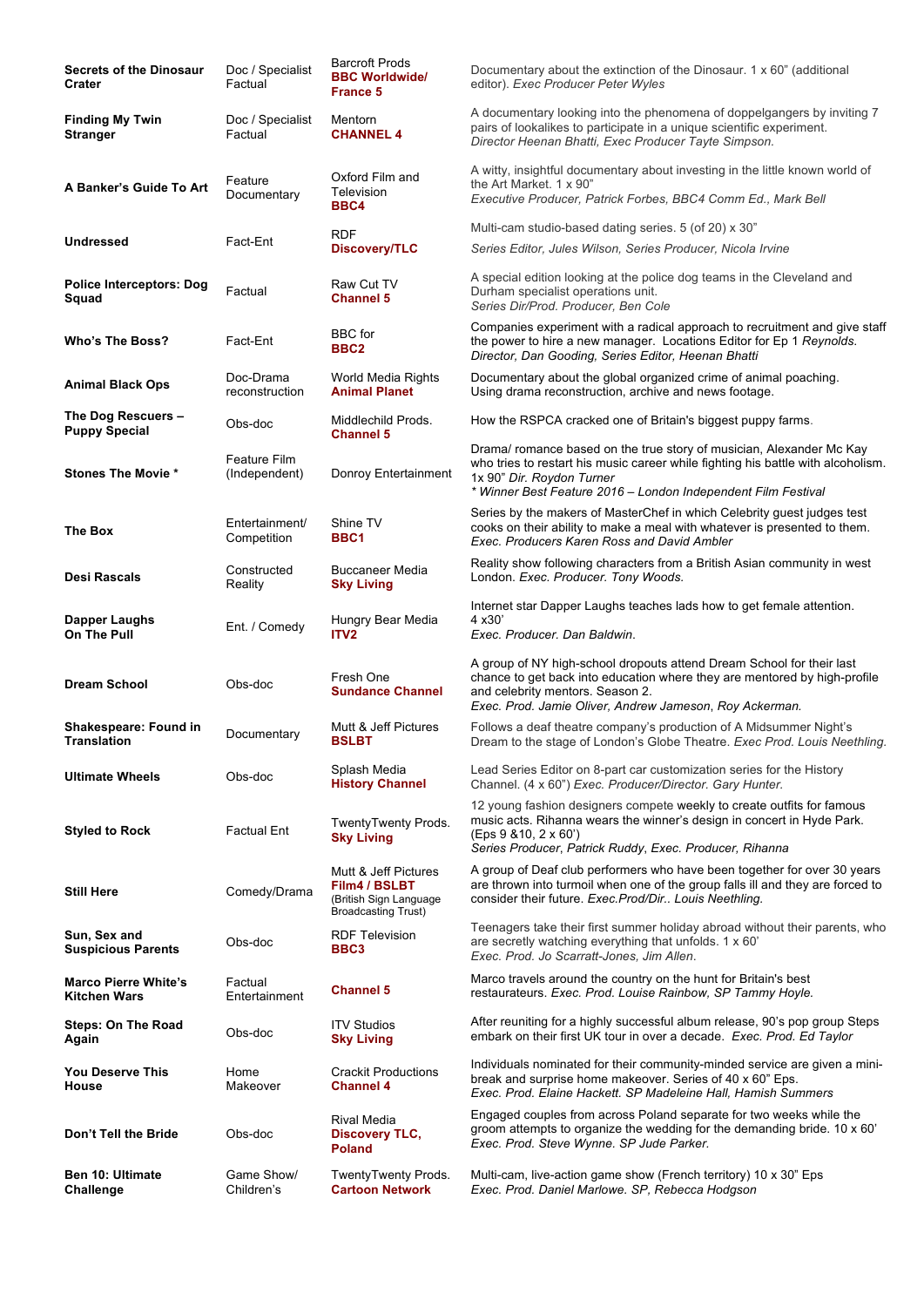| | | | |
|---|---|---|---|
| **Secrets of the Dinosaur Crater** | Doc / Specialist Factual | Barcroft Prods **BBC Worldwide/ France 5** | Documentary about the extinction of the Dinosaur. 1 x 60" (additional editor). *Exec Producer Peter Wyles* |
| **Finding My Twin Stranger** | Doc / Specialist Factual | Mentorn **CHANNEL 4** | A documentary looking into the phenomena of doppelgangers by inviting 7 pairs of lookalikes to participate in a unique scientific experiment. *Director Heenan Bhatti, Exec Producer Tayte Simpson.* |
| **A Banker's Guide To Art** | Feature Documentary | Oxford Film and Television **BBC4** | A witty, insightful documentary about investing in the little known world of the Art Market. 1 x 90" *Executive Producer, Patrick Forbes, BBC4 Comm Ed., Mark Bell* |
| **Undressed** | Fact-Ent | RDF **Discovery/TLC** | Multi-cam studio-based dating series. 5 (of 20) x 30" *Series Editor, Jules Wilson, Series Producer, Nicola Irvine* |
| **Police Interceptors: Dog Squad** | Factual | Raw Cut TV **Channel 5** | A special edition looking at the police dog teams in the Cleveland and Durham specialist operations unit. *Series Dir/Prod. Producer, Ben Cole* |
| **Who's The Boss?** | Fact-Ent | BBC for **BBC2** | Companies experiment with a radical approach to recruitment and give staff the power to hire a new manager. Locations Editor for Ep 1 *Reynolds. Director, Dan Gooding, Series Editor, Heenan Bhatti* |
| **Animal Black Ops** | Doc-Drama reconstruction | World Media Rights **Animal Planet** | Documentary about the global organized crime of animal poaching. Using drama reconstruction, archive and news footage. |
| **The Dog Rescuers – Puppy Special** | Obs-doc | Middlechild Prods. **Channel 5** | How the RSPCA cracked one of Britain's biggest puppy farms. |
| **Stones The Movie \*** | Feature Film (Independent) | Donroy Entertainment | Drama/ romance based on the true story of musician, Alexander Mc Kay who tries to restart his music career while fighting his battle with alcoholism. 1x 90" *Dir. Roydon Turner* *\* Winner Best Feature 2016 – London Independent Film Festival* |
| **The Box** | Entertainment/ Competition | Shine TV **BBC1** | Series by the makers of MasterChef in which Celebrity guest judges test cooks on their ability to make a meal with whatever is presented to them. *Exec. Producers Karen Ross and David Ambler* |
| **Desi Rascals** | Constructed Reality | Buccaneer Media **Sky Living** | Reality show following characters from a British Asian community in west London. *Exec. Producer. Tony Woods.* |
| **Dapper Laughs On The Pull** | Ent. / Comedy | Hungry Bear Media **ITV2** | Internet star Dapper Laughs teaches lads how to get female attention. 4 x30' *Exec. Producer. Dan Baldwin*. |
| **Dream School** | Obs-doc | Fresh One **Sundance Channel** | A group of NY high-school dropouts attend Dream School for their last chance to get back into education where they are mentored by high-profile and celebrity mentors. Season 2. *Exec. Prod. Jamie Oliver, Andrew Jameson, Roy Ackerman.* |
| **Shakespeare: Found in Translation** | Documentary | Mutt & Jeff Pictures **BSLBT** | Follows a deaf theatre company's production of A Midsummer Night's Dream to the stage of London's Globe Theatre. *Exec Prod. Louis Neethling.* |
| **Ultimate Wheels** | Obs-doc | Splash Media **History Channel** | Lead Series Editor on 8-part car customization series for the History Channel. (4 x 60") *Exec. Producer/Director. Gary Hunter.* |
| **Styled to Rock** | Factual Ent | TwentyTwenty Prods. **Sky Living** | 12 young fashion designers compete weekly to create outfits for famous music acts. Rihanna wears the winner's design in concert in Hyde Park. (Eps 9 &10, 2 x 60') *Series Producer, Patrick Ruddy, Exec. Producer, Rihanna* |
| **Still Here** | Comedy/Drama | Mutt & Jeff Pictures **Film4 / BSLBT** (British Sign Language Broadcasting Trust) | A group of Deaf club performers who have been together for over 30 years are thrown into turmoil when one of the group falls ill and they are forced to consider their future. *Exec.Prod/Dir.. Louis Neethling.* |
| **Sun, Sex and Suspicious Parents** | Obs-doc | RDF Television **BBC3** | Teenagers take their first summer holiday abroad without their parents, who are secretly watching everything that unfolds. 1 x 60' *Exec. Prod. Jo Scarratt-Jones, Jim Allen*. |
| **Marco Pierre White's Kitchen Wars** | Factual Entertainment | **Channel 5** | Marco travels around the country on the hunt for Britain's best restaurateurs. *Exec. Prod. Louise Rainbow, SP Tammy Hoyle.* |
| **Steps: On The Road Again** | Obs-doc | ITV Studios **Sky Living** | After reuniting for a highly successful album release, 90's pop group Steps embark on their first UK tour in over a decade. *Exec. Prod. Ed Taylor* |
| **You Deserve This House** | Home Makeover | Crackit Productions **Channel 4** | Individuals nominated for their community-minded service are given a mini-break and surprise home makeover. Series of 40 x 60" Eps. *Exec. Prod. Elaine Hackett. SP Madeleine Hall, Hamish Summers* |
| **Don't Tell the Bride** | Obs-doc | Rival Media **Discovery TLC, Poland** | Engaged couples from across Poland separate for two weeks while the groom attempts to organize the wedding for the demanding bride. 10 x 60' *Exec. Prod. Steve Wynne. SP Jude Parker.* |
| **Ben 10: Ultimate Challenge** | Game Show/ Children's | TwentyTwenty Prods. **Cartoon Network** | Multi-cam, live-action game show (French territory) 10 x 30" Eps *Exec. Prod. Daniel Marlowe. SP, Rebecca Hodgson* |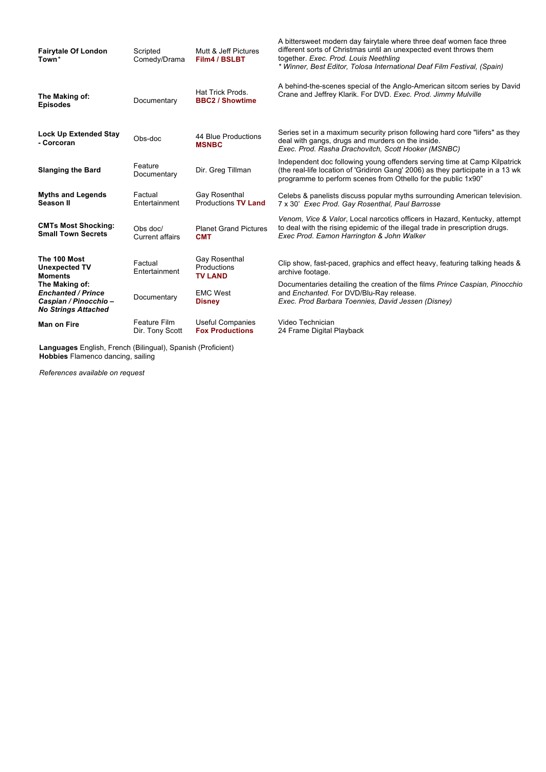| | | | |
|---|---|---|---|
| **Fairytale Of London Town*** | Scripted Comedy/Drama | Mutt & Jeff Pictures **Film4 / BSLBT** | A bittersweet modern day fairytale where three deaf women face three different sorts of Christmas until an unexpected event throws them together. *Exec. Prod. Louis Neethling* *\* Winner, Best Editor, Tolosa International Deaf Film Festival, (Spain)* |
| **The Making of: Episodes** | Documentary | Hat Trick Prods. **BBC2 / Showtime** | A behind-the-scenes special of the Anglo-American sitcom series by David Crane and Jeffrey Klarik. For DVD. *Exec. Prod. Jimmy Mulville* |
| **Lock Up Extended Stay - Corcoran** | Obs-doc | 44 Blue Productions **MSNBC** | Series set in a maximum security prison following hard core "lifers" as they deal with gangs, drugs and murders on the inside. *Exec. Prod. Rasha Drachovitch, Scott Hooker (MSNBC)* |
| **Slanging the Bard** | Feature Documentary | Dir. Greg Tillman | Independent doc following young offenders serving time at Camp Kilpatrick (the real-life location of 'Gridiron Gang' 2006) as they participate in a 13 wk programme to perform scenes from Othello for the public 1x90" |
| **Myths and Legends Season II** | Factual Entertainment | Gay Rosenthal Productions **TV Land** | Celebs & panelists discuss popular myths surrounding American television. 7 x 30' *Exec Prod. Gay Rosenthal, Paul Barrosse* |
| **CMTs Most Shocking: Small Town Secrets** | Obs doc/ Current affairs | Planet Grand Pictures **CMT** | *Venom, Vice & Valor*, Local narcotics officers in Hazard, Kentucky, attempt to deal with the rising epidemic of the illegal trade in prescription drugs. *Exec Prod. Eamon Harrington & John Walker* |
| **The 100 Most Unexpected TV Moments** | Factual Entertainment | Gay Rosenthal Productions **TV LAND** | Clip show, fast-paced, graphics and effect heavy, featuring talking heads & archive footage. |
| **The Making of: *Enchanted / Prince Caspian / Pinocchio – No Strings Attached*** | Documentary | EMC West **Disney** | Documentaries detailing the creation of the films *Prince Caspian, Pinocchio* and *Enchanted.* For DVD/Blu-Ray release. *Exec. Prod Barbara Toennies, David Jessen (Disney)* |
| **Man on Fire** | Feature Film Dir. Tony Scott | Useful Companies **Fox Productions** | Video Technician 24 Frame Digital Playback |

**Languages** English, French (Bilingual), Spanish (Proficient)
**Hobbies** Flamenco dancing, sailing

*References available on request*